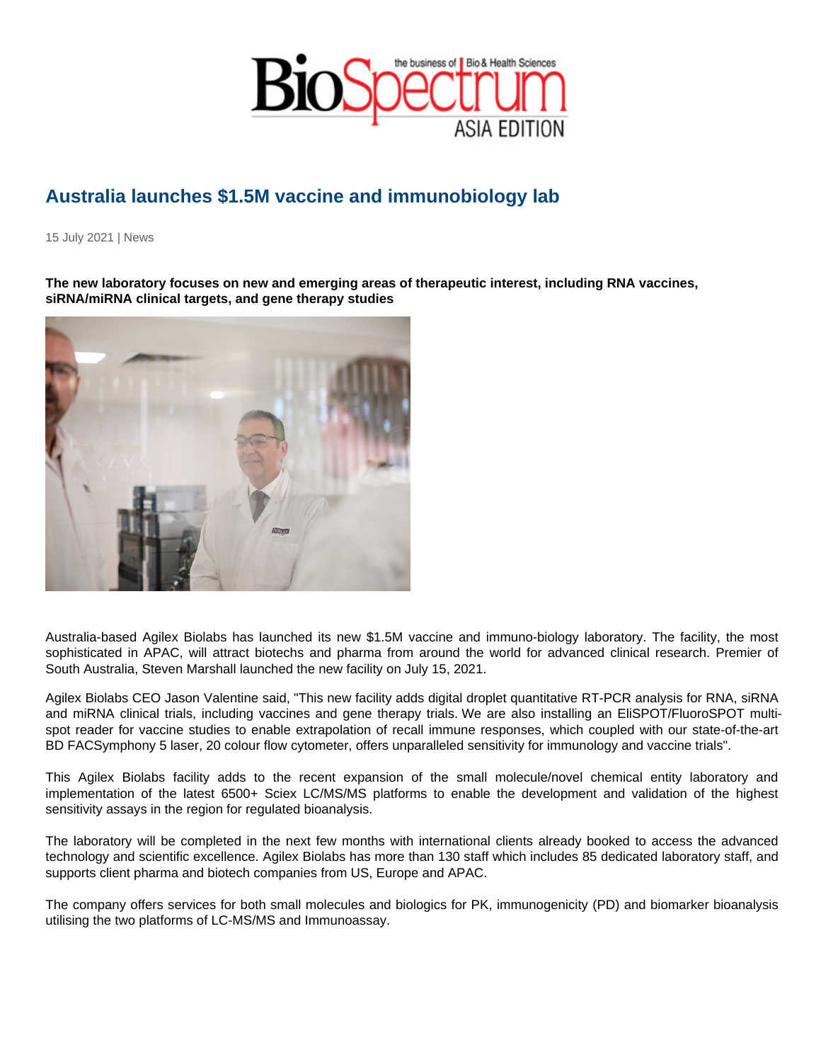# Australia launches $1.5M vaccine and immunobiology lab

15 July 2021 | News

**The new laboratory focuses on new and emerging areas of therapeutic interest, including RNA vaccines, siRNA/miRNA clinical targets, and gene therapy studies**

Australia-based Agilex Biolabs has launched its new $1.5M vaccine and immuno-biology laboratory. The facility, the most sophisticated in APAC, will attract biotechs and pharma from around the world for advanced clinical research. Premier of South Australia, Steven Marshall launched the new facility on July 15, 2021.

Agilex Biolabs CEO Jason Valentine said, "This new facility adds digital droplet quantitative RT-PCR analysis for RNA, siRNA and miRNA clinical trials, including vaccines and gene therapy trials. We are also installing an EliSPOT/FluoroSPOT multi-spot reader for vaccine studies to enable extrapolation of recall immune responses, which coupled with our state-of-the-art BD FACSymphony 5 laser, 20 colour flow cytometer, offers unparalleled sensitivity for immunology and vaccine trials".

This Agilex Biolabs facility adds to the recent expansion of the small molecule/novel chemical entity laboratory and implementation of the latest 6500+ Sciex LC/MS/MS platforms to enable the development and validation of the highest sensitivity assays in the region for regulated bioanalysis.

The laboratory will be completed in the next few months with international clients already booked to access the advanced technology and scientific excellence. Agilex Biolabs has more than 130 staff which includes 85 dedicated laboratory staff, and supports client pharma and biotech companies from US, Europe and APAC.

The company offers services for both small molecules and biologics for PK, immunogenicity (PD) and biomarker bioanalysis utilising the two platforms of LC-MS/MS and Immunoassay.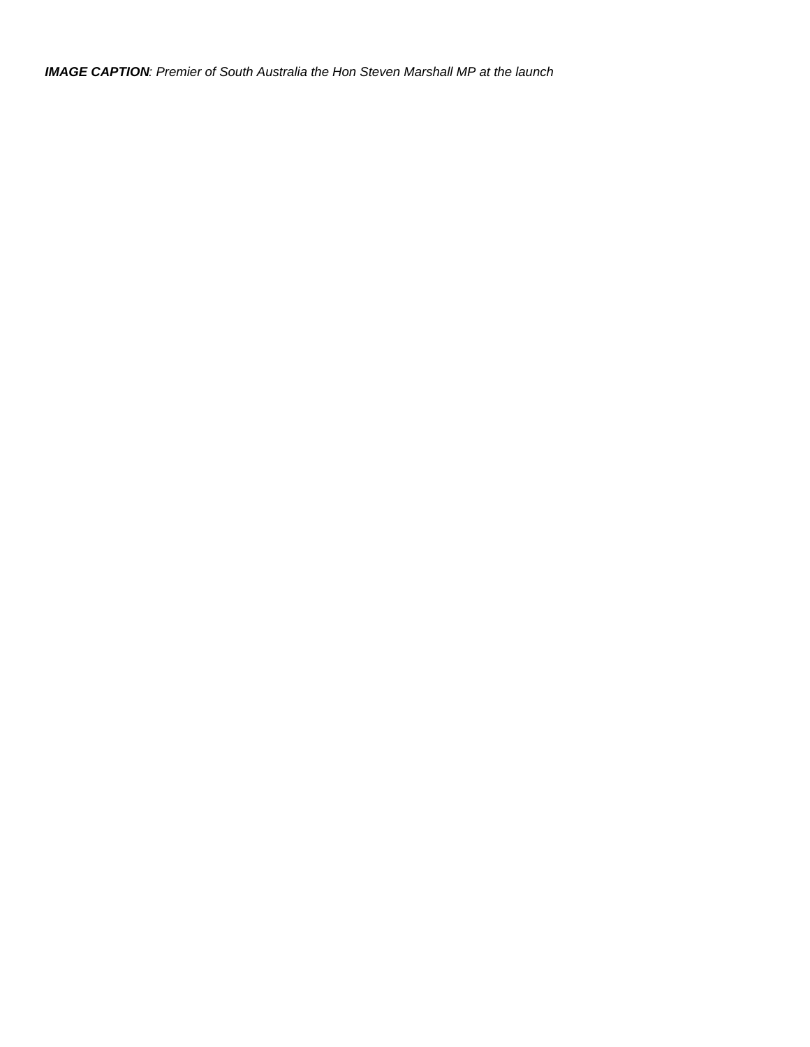***IMAGE CAPTION****: Premier of South Australia the Hon Steven Marshall MP at the launch*